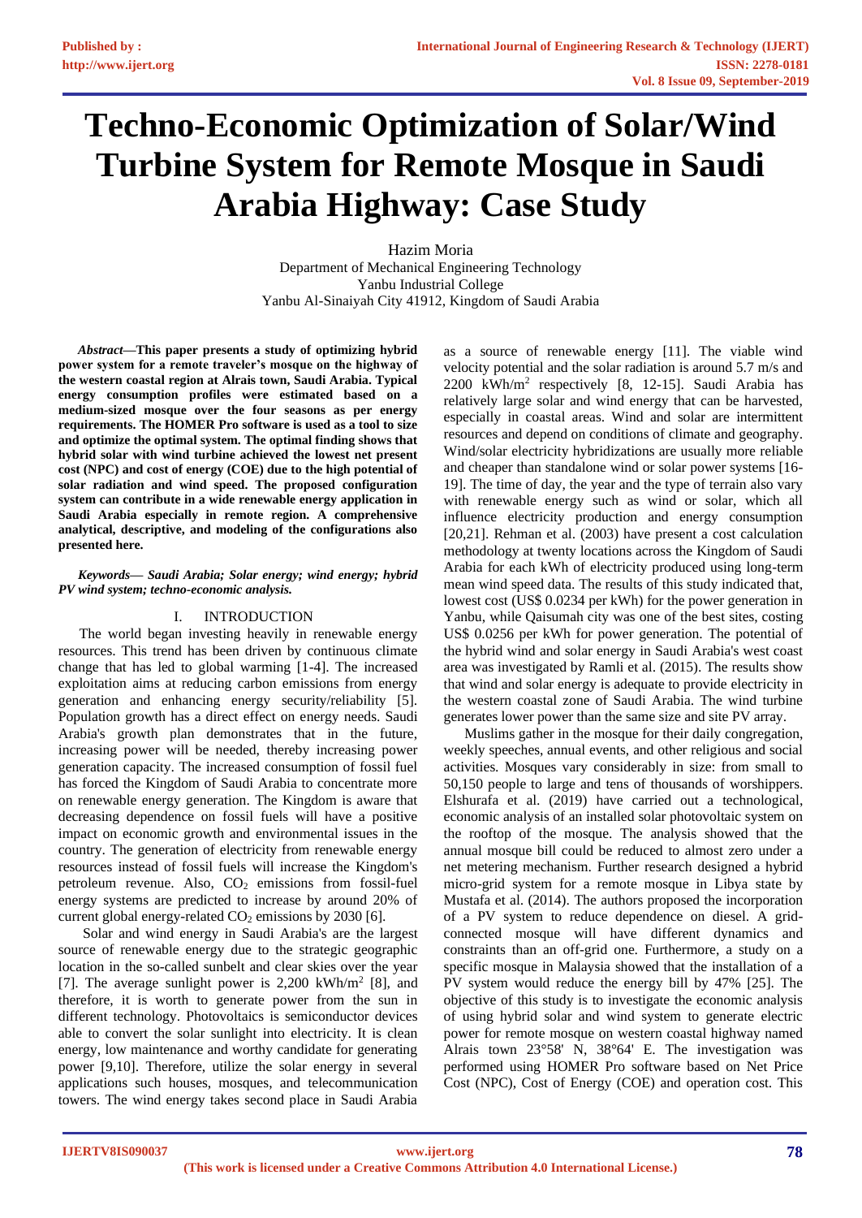# Techno-Economic Optimization of Solar/Wind Turbine System for Remote Mosque in Saudi Arabia Highway: Case Study

Hazim Moria
Department of Mechanical Engineering Technology
Yanbu Industrial College
Yanbu Al-Sinaiyah City 41912, Kingdom of Saudi Arabia

***Abstract*—This paper presents a study of optimizing hybrid power system for a remote traveler's mosque on the highway of the western coastal region at Alrais town, Saudi Arabia. Typical energy consumption profiles were estimated based on a medium-sized mosque over the four seasons as per energy requirements. The HOMER Pro software is used as a tool to size and optimize the optimal system. The optimal finding shows that hybrid solar with wind turbine achieved the lowest net present cost (NPC) and cost of energy (COE) due to the high potential of solar radiation and wind speed. The proposed configuration system can contribute in a wide renewable energy application in Saudi Arabia especially in remote region. A comprehensive analytical, descriptive, and modeling of the configurations also presented here.**

***Keywords*— *Saudi Arabia; Solar energy; wind energy; hybrid PV wind system; techno-economic analysis.***

## I. INTRODUCTION

The world began investing heavily in renewable energy resources. This trend has been driven by continuous climate change that has led to global warming [1-4]. The increased exploitation aims at reducing carbon emissions from energy generation and enhancing energy security/reliability [5]. Population growth has a direct effect on energy needs. Saudi Arabia's growth plan demonstrates that in the future, increasing power will be needed, thereby increasing power generation capacity. The increased consumption of fossil fuel has forced the Kingdom of Saudi Arabia to concentrate more on renewable energy generation. The Kingdom is aware that decreasing dependence on fossil fuels will have a positive impact on economic growth and environmental issues in the country. The generation of electricity from renewable energy resources instead of fossil fuels will increase the Kingdom's petroleum revenue. Also, $CO_2$ emissions from fossil-fuel energy systems are predicted to increase by around 20% of current global energy-related $CO_2$ emissions by 2030 [6].

Solar and wind energy in Saudi Arabia's are the largest source of renewable energy due to the strategic geographic location in the so-called sunbelt and clear skies over the year [7]. The average sunlight power is 2,200 kWh/m$^2$ [8], and therefore, it is worth to generate power from the sun in different technology. Photovoltaics is semiconductor devices able to convert the solar sunlight into electricity. It is clean energy, low maintenance and worthy candidate for generating power [9,10]. Therefore, utilize the solar energy in several applications such houses, mosques, and telecommunication towers. The wind energy takes second place in Saudi Arabia as a source of renewable energy [11]. The viable wind velocity potential and the solar radiation is around 5.7 m/s and 2200 kWh/m$^2$ respectively [8, 12-15]. Saudi Arabia has relatively large solar and wind energy that can be harvested, especially in coastal areas. Wind and solar are intermittent resources and depend on conditions of climate and geography. Wind/solar electricity hybridizations are usually more reliable and cheaper than standalone wind or solar power systems [16-19]. The time of day, the year and the type of terrain also vary with renewable energy such as wind or solar, which all influence electricity production and energy consumption [20,21]. Rehman et al. (2003) have present a cost calculation methodology at twenty locations across the Kingdom of Saudi Arabia for each kWh of electricity produced using long-term mean wind speed data. The results of this study indicated that, lowest cost (US$ 0.0234 per kWh) for the power generation in Yanbu, while Qaisumah city was one of the best sites, costing US$ 0.0256 per kWh for power generation. The potential of the hybrid wind and solar energy in Saudi Arabia's west coast area was investigated by Ramli et al. (2015). The results show that wind and solar energy is adequate to provide electricity in the western coastal zone of Saudi Arabia. The wind turbine generates lower power than the same size and site PV array.

Muslims gather in the mosque for their daily congregation, weekly speeches, annual events, and other religious and social activities. Mosques vary considerably in size: from small to 50,150 people to large and tens of thousands of worshippers. Elshurafa et al. (2019) have carried out a technological, economic analysis of an installed solar photovoltaic system on the rooftop of the mosque. The analysis showed that the annual mosque bill could be reduced to almost zero under a net metering mechanism. Further research designed a hybrid micro-grid system for a remote mosque in Libya state by Mustafa et al. (2014). The authors proposed the incorporation of a PV system to reduce dependence on diesel. A grid-connected mosque will have different dynamics and constraints than an off-grid one. Furthermore, a study on a specific mosque in Malaysia showed that the installation of a PV system would reduce the energy bill by 47% [25]. The objective of this study is to investigate the economic analysis of using hybrid solar and wind system to generate electric power for remote mosque on western coastal highway named Alrais town 23°58' N, 38°64' E. The investigation was performed using HOMER Pro software based on Net Price Cost (NPC), Cost of Energy (COE) and operation cost. This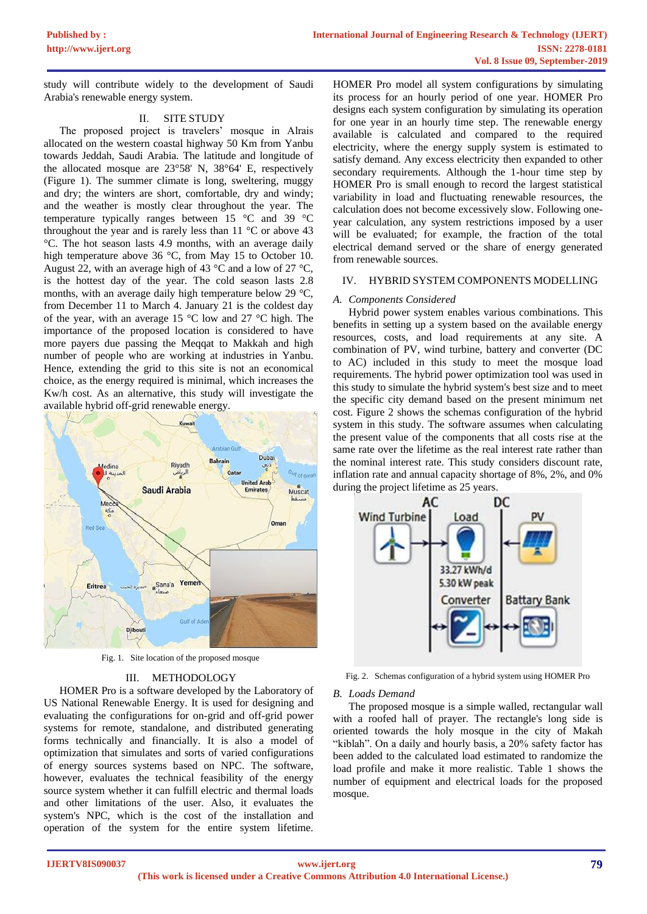study will contribute widely to the development of Saudi Arabia's renewable energy system.

## II. SITE STUDY

The proposed project is travelers' mosque in Alrais allocated on the western coastal highway 50 Km from Yanbu towards Jeddah, Saudi Arabia. The latitude and longitude of the allocated mosque are 23°58' N, 38°64' E, respectively (Figure 1). The summer climate is long, sweltering, muggy and dry; the winters are short, comfortable, dry and windy; and the weather is mostly clear throughout the year. The temperature typically ranges between 15 °C and 39 °C throughout the year and is rarely less than 11 °C or above 43 °C. The hot season lasts 4.9 months, with an average daily high temperature above 36 °C, from May 15 to October 10. August 22, with an average high of 43 °C and a low of 27 °C, is the hottest day of the year. The cold season lasts 2.8 months, with an average daily high temperature below 29 °C, from December 11 to March 4. January 21 is the coldest day of the year, with an average 15 °C low and 27 °C high. The importance of the proposed location is considered to have more payers due passing the Meqqat to Makkah and high number of people who are working at industries in Yanbu. Hence, extending the grid to this site is not an economical choice, as the energy required is minimal, which increases the Kw/h cost. As an alternative, this study will investigate the available hybrid off-grid renewable energy.

Fig. 1. Site location of the proposed mosque

## III. METHODOLOGY

HOMER Pro is a software developed by the Laboratory of US National Renewable Energy. It is used for designing and evaluating the configurations for on-grid and off-grid power systems for remote, standalone, and distributed generating forms technically and financially. It is also a model of optimization that simulates and sorts of varied configurations of energy sources systems based on NPC. The software, however, evaluates the technical feasibility of the energy source system whether it can fulfill electric and thermal loads and other limitations of the user. Also, it evaluates the system's NPC, which is the cost of the installation and operation of the system for the entire system lifetime. HOMER Pro model all system configurations by simulating its process for an hourly period of one year. HOMER Pro designs each system configuration by simulating its operation for one year in an hourly time step. The renewable energy available is calculated and compared to the required electricity, where the energy supply system is estimated to satisfy demand. Any excess electricity then expanded to other secondary requirements. Although the 1-hour time step by HOMER Pro is small enough to record the largest statistical variability in load and fluctuating renewable resources, the calculation does not become excessively slow. Following one-year calculation, any system restrictions imposed by a user will be evaluated; for example, the fraction of the total electrical demand served or the share of energy generated from renewable sources.

## IV. HYBRID SYSTEM COMPONENTS MODELLING

### A. Components Considered

Hybrid power system enables various combinations. This benefits in setting up a system based on the available energy resources, costs, and load requirements at any site. A combination of PV, wind turbine, battery and converter (DC to AC) included in this study to meet the mosque load requirements. The hybrid power optimization tool was used in this study to simulate the hybrid system's best size and to meet the specific city demand based on the present minimum net cost. Figure 2 shows the schemas configuration of the hybrid system in this study. The software assumes when calculating the present value of the components that all costs rise at the same rate over the lifetime as the real interest rate rather than the nominal interest rate. This study considers discount rate, inflation rate and annual capacity shortage of 8%, 2%, and 0% during the project lifetime as 25 years.

Fig. 2. Schemas configuration of a hybrid system using HOMER Pro

### B. Loads Demand

The proposed mosque is a simple walled, rectangular wall with a roofed hall of prayer. The rectangle's long side is oriented towards the holy mosque in the city of Makah "kiblah". On a daily and hourly basis, a 20% safety factor has been added to the calculated load estimated to randomize the load profile and make it more realistic. Table 1 shows the number of equipment and electrical loads for the proposed mosque.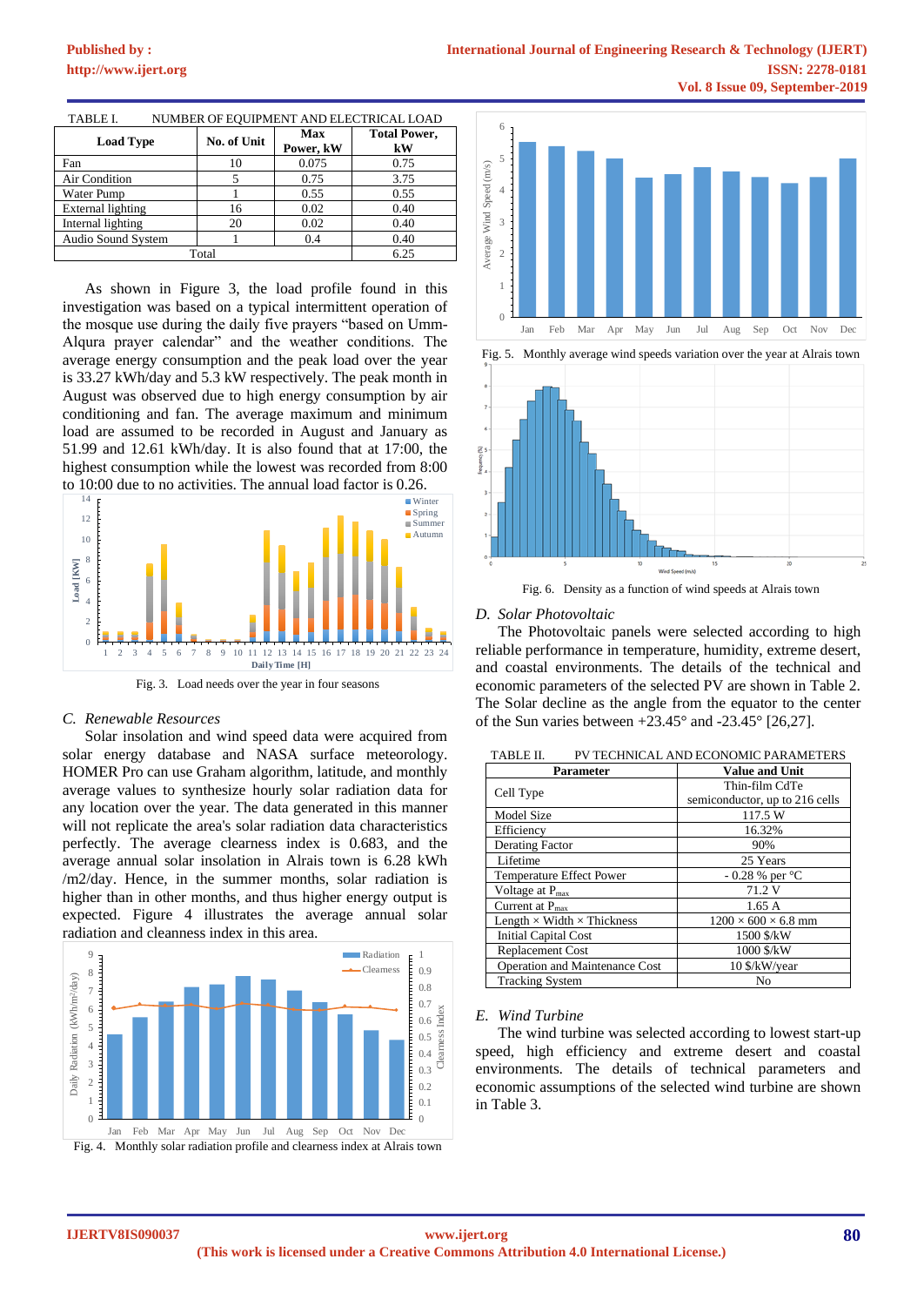TABLE I. NUMBER OF EQUIPMENT AND ELECTRICAL LOAD

| Load Type | No. of Unit | Max Power, kW | Total Power, kW |
|---|---|---|---|
| Fan | 10 | 0.075 | 0.75 |
| Air Condition | 5 | 0.75 | 3.75 |
| Water Pump | 1 | 0.55 | 0.55 |
| External lighting | 16 | 0.02 | 0.40 |
| Internal lighting | 20 | 0.02 | 0.40 |
| Audio Sound System | 1 | 0.4 | 0.40 |
| Total | | | 6.25 |

As shown in Figure 3, the load profile found in this investigation was based on a typical intermittent operation of the mosque use during the daily five prayers "based on Umm-Alqura prayer calendar" and the weather conditions. The average energy consumption and the peak load over the year is 33.27 kWh/day and 5.3 kW respectively. The peak month in August was observed due to high energy consumption by air conditioning and fan. The average maximum and minimum load are assumed to be recorded in August and January as 51.99 and 12.61 kWh/day. It is also found that at 17:00, the highest consumption while the lowest was recorded from 8:00 to 10:00 due to no activities. The annual load factor is 0.26.

Fig. 3. Load needs over the year in four seasons

*C. Renewable Resources*

Solar insolation and wind speed data were acquired from solar energy database and NASA surface meteorology. HOMER Pro can use Graham algorithm, latitude, and monthly average values to synthesize hourly solar radiation data for any location over the year. The data generated in this manner will not replicate the area's solar radiation data characteristics perfectly. The average clearness index is 0.683, and the average annual solar insolation in Alrais town is 6.28 kWh /m2/day. Hence, in the summer months, solar radiation is higher than in other months, and thus higher energy output is expected. Figure 4 illustrates the average annual solar radiation and cleanness index in this area.

Fig. 4. Monthly solar radiation profile and clearness index at Alrais town

Fig. 5. Monthly average wind speeds variation over the year at Alrais town

Fig. 6. Density as a function of wind speeds at Alrais town

*D. Solar Photovoltaic*

The Photovoltaic panels were selected according to high reliable performance in temperature, humidity, extreme desert, and coastal environments. The details of the technical and economic parameters of the selected PV are shown in Table 2. The Solar decline as the angle from the equator to the center of the Sun varies between +23.45° and -23.45° [26,27].

TABLE II. PV TECHNICAL AND ECONOMIC PARAMETERS

| Parameter | Value and Unit |
|---|---|
| Cell Type | Thin-film CdTe semiconductor, up to 216 cells |
| Model Size | 117.5 W |
| Efficiency | 16.32% |
| Derating Factor | 90% |
| Lifetime | 25 Years |
| Temperature Effect Power | - 0.28 % per °C |
| Voltage at $P_{max}$ | 71.2 V |
| Current at $P_{max}$ | 1.65 A |
| Length × Width × Thickness | 1200 × 600 × 6.8 mm |
| Initial Capital Cost | 1500 $/kW |
| Replacement Cost | 1000 $/kW |
| Operation and Maintenance Cost | 10 $/kW/year |
| Tracking System | No |

*E. Wind Turbine*

The wind turbine was selected according to lowest start-up speed, high efficiency and extreme desert and coastal environments. The details of technical parameters and economic assumptions of the selected wind turbine are shown in Table 3.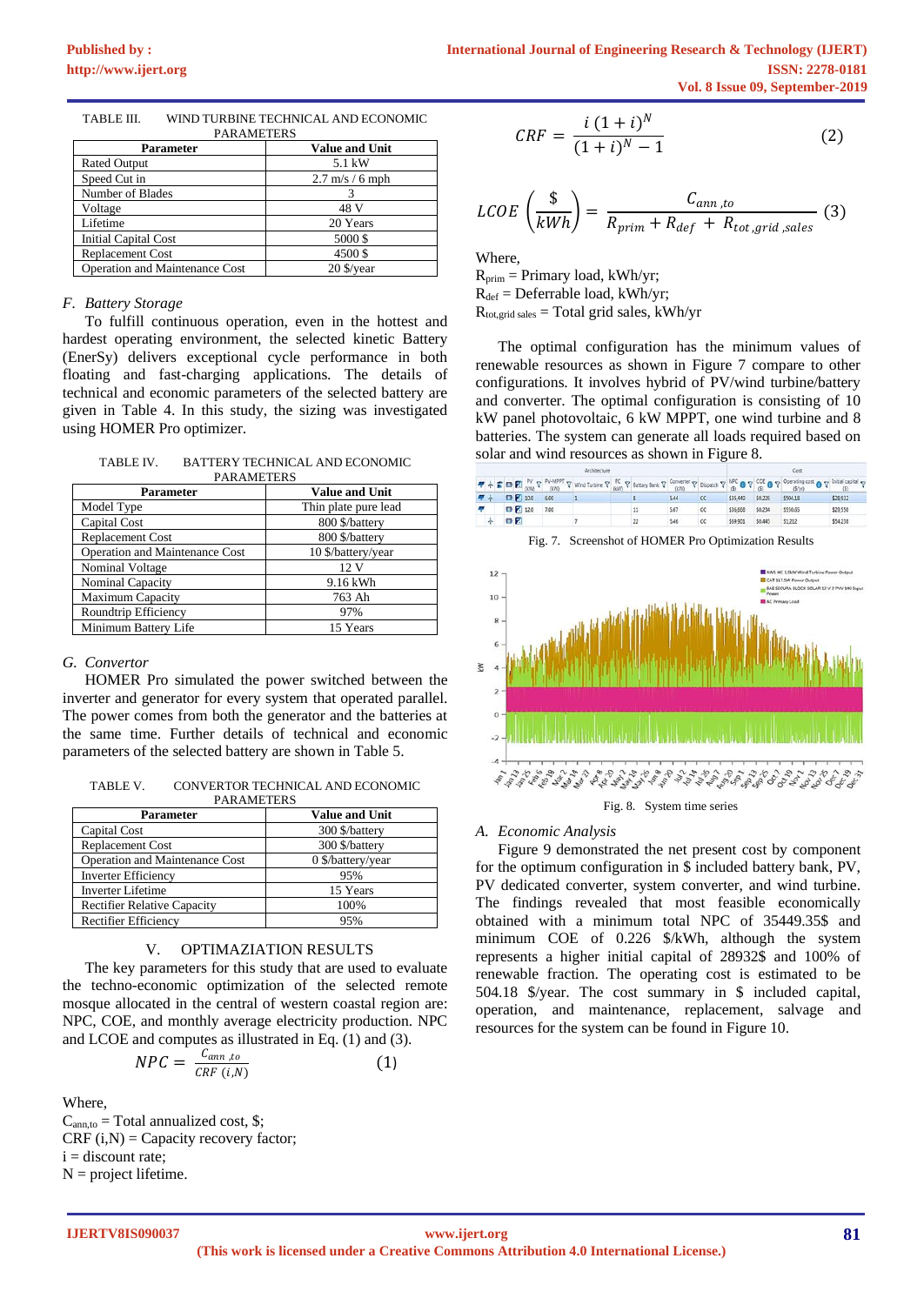TABLE III. WIND TURBINE TECHNICAL AND ECONOMIC PARAMETERS

| Parameter | Value and Unit |
|---|---|
| Rated Output | 5.1 kW |
| Speed Cut in | 2.7 m/s / 6 mph |
| Number of Blades | 3 |
| Voltage | 48 V |
| Lifetime | 20 Years |
| Initial Capital Cost | 5000 $ |
| Replacement Cost | 4500 $ |
| Operation and Maintenance Cost | 20 $/year |

### *F. Battery Storage*

To fulfill continuous operation, even in the hottest and hardest operating environment, the selected kinetic Battery (EnerSy) delivers exceptional cycle performance in both floating and fast-charging applications. The details of technical and economic parameters of the selected battery are given in Table 4. In this study, the sizing was investigated using HOMER Pro optimizer.

TABLE IV. BATTERY TECHNICAL AND ECONOMIC PARAMETERS

| Parameter | Value and Unit |
|---|---|
| Model Type | Thin plate pure lead |
| Capital Cost | 800 $/battery |
| Replacement Cost | 800 $/battery |
| Operation and Maintenance Cost | 10 $/battery/year |
| Nominal Voltage | 12 V |
| Nominal Capacity | 9.16 kWh |
| Maximum Capacity | 763 Ah |
| Roundtrip Efficiency | 97% |
| Minimum Battery Life | 15 Years |

### *G. Convertor*

HOMER Pro simulated the power switched between the inverter and generator for every system that operated parallel. The power comes from both the generator and the batteries at the same time. Further details of technical and economic parameters of the selected battery are shown in Table 5.

TABLE V. CONVERTOR TECHNICAL AND ECONOMIC PARAMETERS

| Parameter | Value and Unit |
|---|---|
| Capital Cost | 300 $/battery |
| Replacement Cost | 300 $/battery |
| Operation and Maintenance Cost | 0 $/battery/year |
| Inverter Efficiency | 95% |
| Inverter Lifetime | 15 Years |
| Rectifier Relative Capacity | 100% |
| Rectifier Efficiency | 95% |

## V. OPTIMAZIATION RESULTS

The key parameters for this study that are used to evaluate the techno-economic optimization of the selected remote mosque allocated in the central of western coastal region are: NPC, COE, and monthly average electricity production. NPC and LCOE and computes as illustrated in Eq. (1) and (3).

$$NPC = \frac{C_{ann,to}}{CRF\ (i,N)} \qquad (1)$$

Where,
$C_{ann,to}$ = Total annualized cost, $;
CRF (i,N) = Capacity recovery factor;
i = discount rate;
N = project lifetime.

$$CRF = \frac{i\,(1+i)^N}{(1+i)^N - 1} \qquad (2)$$

$$LCOE\left(\frac{\$}{kWh}\right) = \frac{C_{ann,to}}{R_{prim} + R_{def} + R_{tot,grid,sales}} \qquad (3)$$

Where,
$R_{prim}$ = Primary load, kWh/yr;
$R_{def}$ = Deferrable load, kWh/yr;
$R_{tot,grid\ sales}$ = Total grid sales, kWh/yr

The optimal configuration has the minimum values of renewable resources as shown in Figure 7 compare to other configurations. It involves hybrid of PV/wind turbine/battery and converter. The optimal configuration is consisting of 10 kW panel photovoltaic, 6 kW MPPT, one wind turbine and 8 batteries. The system can generate all loads required based on solar and wind resources as shown in Figure 8.

Fig. 7. Screenshot of HOMER Pro Optimization Results

Fig. 8. System time series

### *A. Economic Analysis*

Figure 9 demonstrated the net present cost by component for the optimum configuration in $ included battery bank, PV, PV dedicated converter, system converter, and wind turbine. The findings revealed that most feasible economically obtained with a minimum total NPC of 35449.35$ and minimum COE of 0.226 $/kWh, although the system represents a higher initial capital of 28932$ and 100% of renewable fraction. The operating cost is estimated to be 504.18 $/year. The cost summary in $ included capital, operation, and maintenance, replacement, salvage and resources for the system can be found in Figure 10.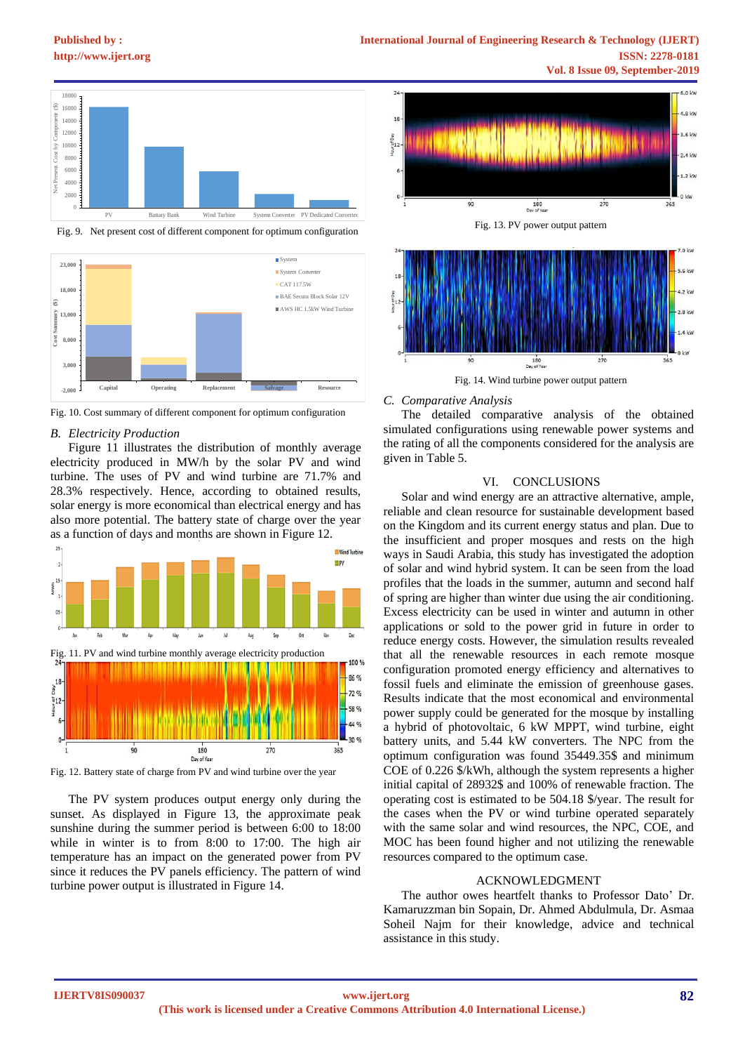Fig. 9. Net present cost of different component for optimum configuration

Fig. 10. Cost summary of different component for optimum configuration

## B. *Electricity Production*

Figure 11 illustrates the distribution of monthly average electricity produced in MW/h by the solar PV and wind turbine. The uses of PV and wind turbine are 71.7% and 28.3% respectively. Hence, according to obtained results, solar energy is more economical than electrical energy and has also more potential. The battery state of charge over the year as a function of days and months are shown in Figure 12.

Fig. 11. PV and wind turbine monthly average electricity production

Fig. 12. Battery state of charge from PV and wind turbine over the year

The PV system produces output energy only during the sunset. As displayed in Figure 13, the approximate peak sunshine during the summer period is between 6:00 to 18:00 while in winter is to from 8:00 to 17:00. The high air temperature has an impact on the generated power from PV since it reduces the PV panels efficiency. The pattern of wind turbine power output is illustrated in Figure 14.

Fig. 13. PV power output pattern

Fig. 14. Wind turbine power output pattern

## C. *Comparative Analysis*

The detailed comparative analysis of the obtained simulated configurations using renewable power systems and the rating of all the components considered for the analysis are given in Table 5.

# VI. CONCLUSIONS

Solar and wind energy are an attractive alternative, ample, reliable and clean resource for sustainable development based on the Kingdom and its current energy status and plan. Due to the insufficient and proper mosques and rests on the high ways in Saudi Arabia, this study has investigated the adoption of solar and wind hybrid system. It can be seen from the load profiles that the loads in the summer, autumn and second half of spring are higher than winter due using the air conditioning. Excess electricity can be used in winter and autumn in other applications or sold to the power grid in future in order to reduce energy costs. However, the simulation results revealed that all the renewable resources in each remote mosque configuration promoted energy efficiency and alternatives to fossil fuels and eliminate the emission of greenhouse gases. Results indicate that the most economical and environmental power supply could be generated for the mosque by installing a hybrid of photovoltaic, 6 kW MPPT, wind turbine, eight battery units, and 5.44 kW converters. The NPC from the optimum configuration was found 35449.35$ and minimum COE of 0.226 $/kWh, although the system represents a higher initial capital of 28932$ and 100% of renewable fraction. The operating cost is estimated to be 504.18 $/year. The result for the cases when the PV or wind turbine operated separately with the same solar and wind resources, the NPC, COE, and MOC has been found higher and not utilizing the renewable resources compared to the optimum case.

# ACKNOWLEDGMENT

The author owes heartfelt thanks to Professor Dato' Dr. Kamaruzzman bin Sopain, Dr. Ahmed Abdulmula, Dr. Asmaa Soheil Najm for their knowledge, advice and technical assistance in this study.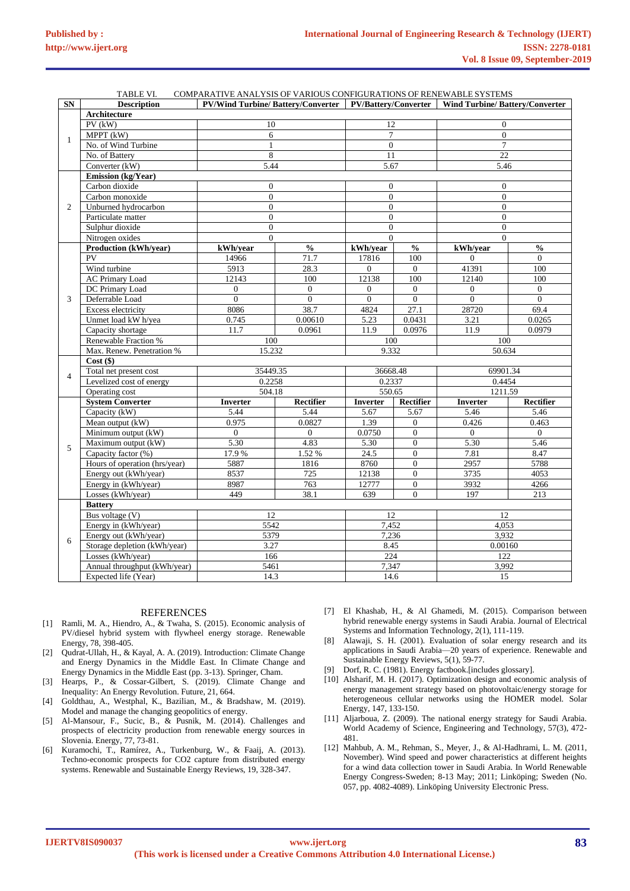TABLE VI. COMPARATIVE ANALYSIS OF VARIOUS CONFIGURATIONS OF RENEWABLE SYSTEMS

| SN | Description | PV/Wind Turbine/ Battery/Converter | | PV/Battery/Converter | | Wind Turbine/ Battery/Converter | |
|---|---|---|---|---|---|---|---|
| 1 | **Architecture** | | | | | | |
| | PV (kW) | 10 | | 12 | | 0 | |
| | MPPT (kW) | 6 | | 7 | | 0 | |
| | No. of Wind Turbine | 1 | | 0 | | 7 | |
| | No. of Battery | 8 | | 11 | | 22 | |
| | Converter (kW) | 5.44 | | 5.67 | | 5.46 | |
| 2 | **Emission (kg/Year)** | | | | | | |
| | Carbon dioxide | 0 | | 0 | | 0 | |
| | Carbon monoxide | 0 | | 0 | | 0 | |
| | Unburned hydrocarbon | 0 | | 0 | | 0 | |
| | Particulate matter | 0 | | 0 | | 0 | |
| | Sulphur dioxide | 0 | | 0 | | 0 | |
| | Nitrogen oxides | 0 | | 0 | | 0 | |
| 3 | **Production (kWh/year)** | **kWh/year** | **%** | **kWh/year** | **%** | **kWh/year** | **%** |
| | PV | 14966 | 71.7 | 17816 | 100 | 0 | 0 |
| | Wind turbine | 5913 | 28.3 | 0 | 0 | 41391 | 100 |
| | AC Primary Load | 12143 | 100 | 12138 | 100 | 12140 | 100 |
| | DC Primary Load | 0 | 0 | 0 | 0 | 0 | 0 |
| | Deferrable Load | 0 | 0 | 0 | 0 | 0 | 0 |
| | Excess electricity | 8086 | 38.7 | 4824 | 27.1 | 28720 | 69.4 |
| | Unmet load kW h/yea | 0.745 | 0.00610 | 5.23 | 0.0431 | 3.21 | 0.0265 |
| | Capacity shortage | 11.7 | 0.0961 | 11.9 | 0.0976 | 11.9 | 0.0979 |
| | Renewable Fraction % | 100 | | 100 | | 100 | |
| | Max. Renew. Penetration % | 15.232 | | 9.332 | | 50.634 | |
| 4 | **Cost ($)** | | | | | | |
| | Total net present cost | 35449.35 | | 36668.48 | | 69901.34 | |
| | Levelized cost of energy | 0.2258 | | 0.2337 | | 0.4454 | |
| | Operating cost | 504.18 | | 550.65 | | 1211.59 | |
| 5 | **System Converter** | **Inverter** | **Rectifier** | **Inverter** | **Rectifier** | **Inverter** | **Rectifier** |
| | Capacity (kW) | 5.44 | 5.44 | 5.67 | 5.67 | 5.46 | 5.46 |
| | Mean output (kW) | 0.975 | 0.0827 | 1.39 | 0 | 0.426 | 0.463 |
| | Minimum output (kW) | 0 | 0 | 0.0750 | 0 | 0 | 0 |
| | Maximum output (kW) | 5.30 | 4.83 | 5.30 | 0 | 5.30 | 5.46 |
| | Capacity factor (%) | 17.9 % | 1.52 % | 24.5 | 0 | 7.81 | 8.47 |
| | Hours of operation (hrs/year) | 5887 | 1816 | 8760 | 0 | 2957 | 5788 |
| | Energy out (kWh/year) | 8537 | 725 | 12138 | 0 | 3735 | 4053 |
| | Energy in (kWh/year) | 8987 | 763 | 12777 | 0 | 3932 | 4266 |
| | Losses (kWh/year) | 449 | 38.1 | 639 | 0 | 197 | 213 |
| 6 | **Battery** | | | | | | |
| | Bus voltage (V) | 12 | | 12 | | 12 | |
| | Energy in (kWh/year) | 5542 | | 7,452 | | 4,053 | |
| | Energy out (kWh/year) | 5379 | | 7,236 | | 3,932 | |
| | Storage depletion (kWh/year) | 3.27 | | 8.45 | | 0.00160 | |
| | Losses (kWh/year) | 166 | | 224 | | 122 | |
| | Annual throughput (kWh/year) | 5461 | | 7,347 | | 3,992 | |
| | Expected life (Year) | 14.3 | | 14.6 | | 15 | |

## REFERENCES

[1] Ramli, M. A., Hiendro, A., & Twaha, S. (2015). Economic analysis of PV/diesel hybrid system with flywheel energy storage. Renewable Energy, 78, 398-405.

[2] Qudrat-Ullah, H., & Kayal, A. A. (2019). Introduction: Climate Change and Energy Dynamics in the Middle East. In Climate Change and Energy Dynamics in the Middle East (pp. 3-13). Springer, Cham.

[3] Hearps, P., & Cossar-Gilbert, S. (2019). Climate Change and Inequality: An Energy Revolution. Future, 21, 664.

[4] Goldthau, A., Westphal, K., Bazilian, M., & Bradshaw, M. (2019). Model and manage the changing geopolitics of energy.

[5] Al-Mansour, F., Sucic, B., & Pusnik, M. (2014). Challenges and prospects of electricity production from renewable energy sources in Slovenia. Energy, 77, 73-81.

[6] Kuramochi, T., Ramírez, A., Turkenburg, W., & Faaij, A. (2013). Techno-economic prospects for CO2 capture from distributed energy systems. Renewable and Sustainable Energy Reviews, 19, 328-347.

[7] El Khashab, H., & Al Ghamedi, M. (2015). Comparison between hybrid renewable energy systems in Saudi Arabia. Journal of Electrical Systems and Information Technology, 2(1), 111-119.

[8] Alawaji, S. H. (2001). Evaluation of solar energy research and its applications in Saudi Arabia—20 years of experience. Renewable and Sustainable Energy Reviews, 5(1), 59-77.

[9] Dorf, R. C. (1981). Energy factbook.[includes glossary].

[10] Alsharif, M. H. (2017). Optimization design and economic analysis of energy management strategy based on photovoltaic/energy storage for heterogeneous cellular networks using the HOMER model. Solar Energy, 147, 133-150.

[11] Aljarboua, Z. (2009). The national energy strategy for Saudi Arabia. World Academy of Science, Engineering and Technology, 57(3), 472-481.

[12] Mahbub, A. M., Rehman, S., Meyer, J., & Al-Hadhrami, L. M. (2011, November). Wind speed and power characteristics at different heights for a wind data collection tower in Saudi Arabia. In World Renewable Energy Congress-Sweden; 8-13 May; 2011; Linköping; Sweden (No. 057, pp. 4082-4089). Linköping University Electronic Press.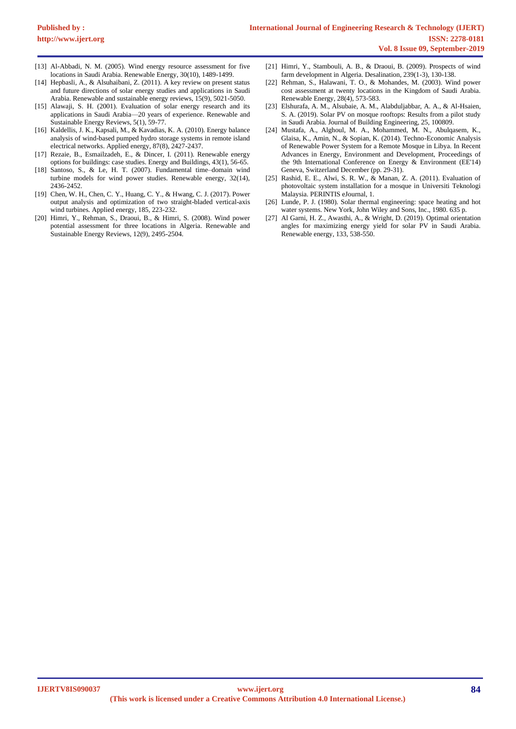[13] Al-Abbadi, N. M. (2005). Wind energy resource assessment for five locations in Saudi Arabia. Renewable Energy, 30(10), 1489-1499.

[14] Hepbasli, A., & Alsuhaibani, Z. (2011). A key review on present status and future directions of solar energy studies and applications in Saudi Arabia. Renewable and sustainable energy reviews, 15(9), 5021-5050.

[15] Alawaji, S. H. (2001). Evaluation of solar energy research and its applications in Saudi Arabia—20 years of experience. Renewable and Sustainable Energy Reviews, 5(1), 59-77.

[16] Kaldellis, J. K., Kapsali, M., & Kavadias, K. A. (2010). Energy balance analysis of wind-based pumped hydro storage systems in remote island electrical networks. Applied energy, 87(8), 2427-2437.

[17] Rezaie, B., Esmailzadeh, E., & Dincer, I. (2011). Renewable energy options for buildings: case studies. Energy and Buildings, 43(1), 56-65.

[18] Santoso, S., & Le, H. T. (2007). Fundamental time–domain wind turbine models for wind power studies. Renewable energy, 32(14), 2436-2452.

[19] Chen, W. H., Chen, C. Y., Huang, C. Y., & Hwang, C. J. (2017). Power output analysis and optimization of two straight-bladed vertical-axis wind turbines. Applied energy, 185, 223-232.

[20] Himri, Y., Rehman, S., Draoui, B., & Himri, S. (2008). Wind power potential assessment for three locations in Algeria. Renewable and Sustainable Energy Reviews, 12(9), 2495-2504.

[21] Himri, Y., Stambouli, A. B., & Draoui, B. (2009). Prospects of wind farm development in Algeria. Desalination, 239(1-3), 130-138.

[22] Rehman, S., Halawani, T. O., & Mohandes, M. (2003). Wind power cost assessment at twenty locations in the Kingdom of Saudi Arabia. Renewable Energy, 28(4), 573-583.

[23] Elshurafa, A. M., Alsubaie, A. M., Alabduljabbar, A. A., & Al-Hsaien, S. A. (2019). Solar PV on mosque rooftops: Results from a pilot study in Saudi Arabia. Journal of Building Engineering, 25, 100809.

[24] Mustafa, A., Alghoul, M. A., Mohammed, M. N., Abulqasem, K., Glaisa, K., Amin, N., & Sopian, K. (2014). Techno-Economic Analysis of Renewable Power System for a Remote Mosque in Libya. In Recent Advances in Energy, Environment and Development, Proceedings of the 9th International Conference on Energy & Environment (EE'14) Geneva, Switzerland December (pp. 29-31).

[25] Rashid, E. E., Alwi, S. R. W., & Manan, Z. A. (2011). Evaluation of photovoltaic system installation for a mosque in Universiti Teknologi Malaysia. PERINTIS eJournal, 1.

[26] Lunde, P. J. (1980). Solar thermal engineering: space heating and hot water systems. New York, John Wiley and Sons, Inc., 1980. 635 p.

[27] Al Garni, H. Z., Awasthi, A., & Wright, D. (2019). Optimal orientation angles for maximizing energy yield for solar PV in Saudi Arabia. Renewable energy, 133, 538-550.